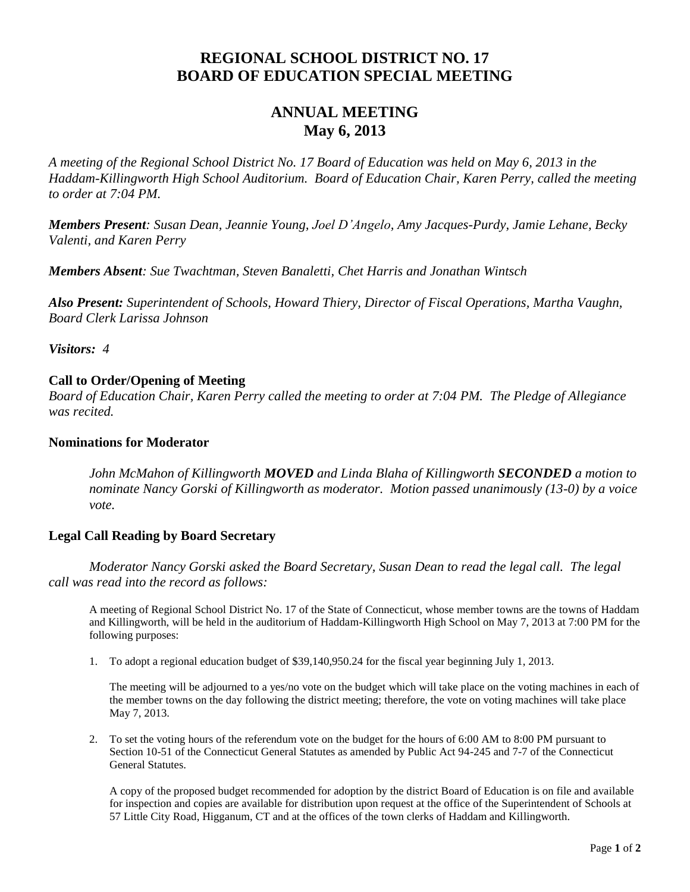# REGIONAL SCHOOL DISTRICT NO. 17
# BOARD OF EDUCATION SPECIAL MEETING

## ANNUAL MEETING
## May 6, 2013

*A meeting of the Regional School District No. 17 Board of Education was held on May 6, 2013 in the Haddam-Killingworth High School Auditorium. Board of Education Chair, Karen Perry, called the meeting to order at 7:04 PM.*

***Members Present**: Susan Dean, Jeannie Young, Joel D'Angelo, Amy Jacques-Purdy, Jamie Lehane, Becky Valenti, and Karen Perry*

***Members Absent**: Sue Twachtman, Steven Banaletti, Chet Harris and Jonathan Wintsch*

***Also Present:** Superintendent of Schools, Howard Thiery, Director of Fiscal Operations, Martha Vaughn, Board Clerk Larissa Johnson*

***Visitors:** 4*

### Call to Order/Opening of Meeting

*Board of Education Chair, Karen Perry called the meeting to order at 7:04 PM. The Pledge of Allegiance was recited.*

### Nominations for Moderator

*John McMahon of Killingworth **MOVED** and Linda Blaha of Killingworth **SECONDED** a motion to nominate Nancy Gorski of Killingworth as moderator. Motion passed unanimously (13-0) by a voice vote.*

### Legal Call Reading by Board Secretary

*Moderator Nancy Gorski asked the Board Secretary, Susan Dean to read the legal call. The legal call was read into the record as follows:*

A meeting of Regional School District No. 17 of the State of Connecticut, whose member towns are the towns of Haddam and Killingworth, will be held in the auditorium of Haddam-Killingworth High School on May 7, 2013 at 7:00 PM for the following purposes:

1. To adopt a regional education budget of $39,140,950.24 for the fiscal year beginning July 1, 2013.

   The meeting will be adjourned to a yes/no vote on the budget which will take place on the voting machines in each of the member towns on the day following the district meeting; therefore, the vote on voting machines will take place May 7, 2013.

2. To set the voting hours of the referendum vote on the budget for the hours of 6:00 AM to 8:00 PM pursuant to Section 10-51 of the Connecticut General Statutes as amended by Public Act 94-245 and 7-7 of the Connecticut General Statutes.

   A copy of the proposed budget recommended for adoption by the district Board of Education is on file and available for inspection and copies are available for distribution upon request at the office of the Superintendent of Schools at 57 Little City Road, Higganum, CT and at the offices of the town clerks of Haddam and Killingworth.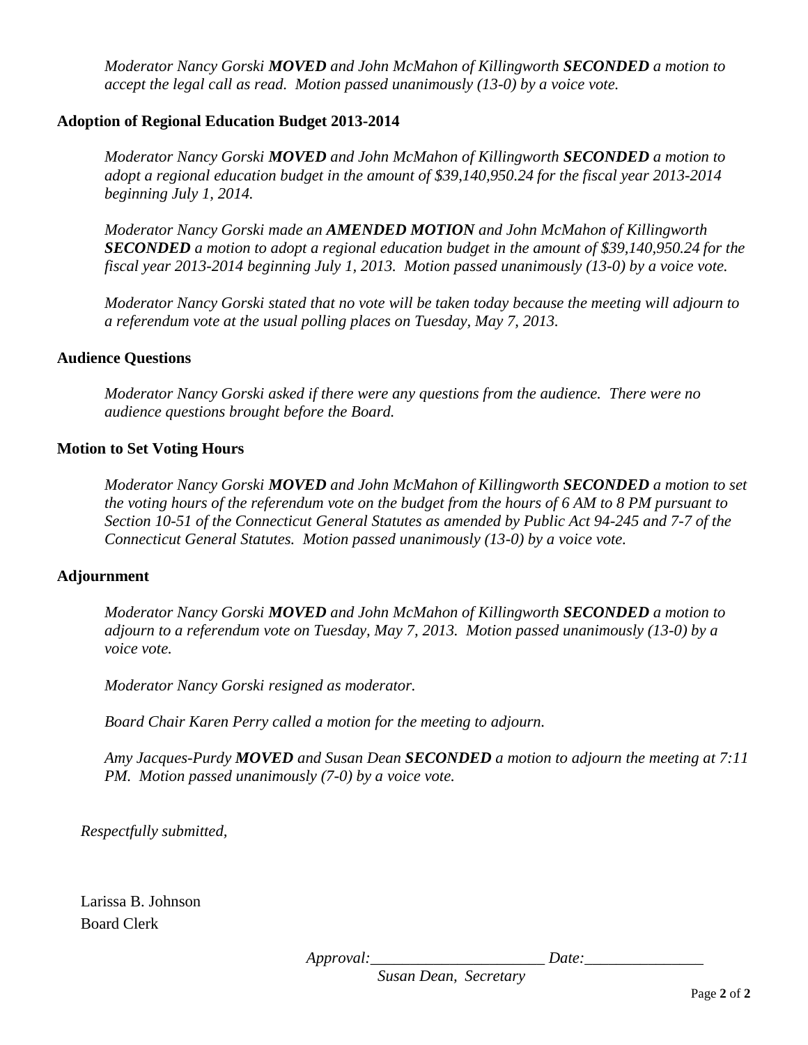*Moderator Nancy Gorski **MOVED** and John McMahon of Killingworth **SECONDED** a motion to accept the legal call as read. Motion passed unanimously (13-0) by a voice vote.*

**Adoption of Regional Education Budget 2013-2014**

*Moderator Nancy Gorski **MOVED** and John McMahon of Killingworth **SECONDED** a motion to adopt a regional education budget in the amount of $39,140,950.24 for the fiscal year 2013-2014 beginning July 1, 2014.*

*Moderator Nancy Gorski made an **AMENDED MOTION** and John McMahon of Killingworth **SECONDED** a motion to adopt a regional education budget in the amount of $39,140,950.24 for the fiscal year 2013-2014 beginning July 1, 2013. Motion passed unanimously (13-0) by a voice vote.*

*Moderator Nancy Gorski stated that no vote will be taken today because the meeting will adjourn to a referendum vote at the usual polling places on Tuesday, May 7, 2013.*

**Audience Questions**

*Moderator Nancy Gorski asked if there were any questions from the audience. There were no audience questions brought before the Board.*

**Motion to Set Voting Hours**

*Moderator Nancy Gorski **MOVED** and John McMahon of Killingworth **SECONDED** a motion to set the voting hours of the referendum vote on the budget from the hours of 6 AM to 8 PM pursuant to Section 10-51 of the Connecticut General Statutes as amended by Public Act 94-245 and 7-7 of the Connecticut General Statutes. Motion passed unanimously (13-0) by a voice vote.*

**Adjournment**

*Moderator Nancy Gorski **MOVED** and John McMahon of Killingworth **SECONDED** a motion to adjourn to a referendum vote on Tuesday, May 7, 2013. Motion passed unanimously (13-0) by a voice vote.*

*Moderator Nancy Gorski resigned as moderator.*

*Board Chair Karen Perry called a motion for the meeting to adjourn.*

*Amy Jacques-Purdy **MOVED** and Susan Dean **SECONDED** a motion to adjourn the meeting at 7:11 PM. Motion passed unanimously (7-0) by a voice vote.*

*Respectfully submitted,*

Larissa B. Johnson
Board Clerk

*Approval:______________________ Date:_______________*
*Susan Dean, Secretary*